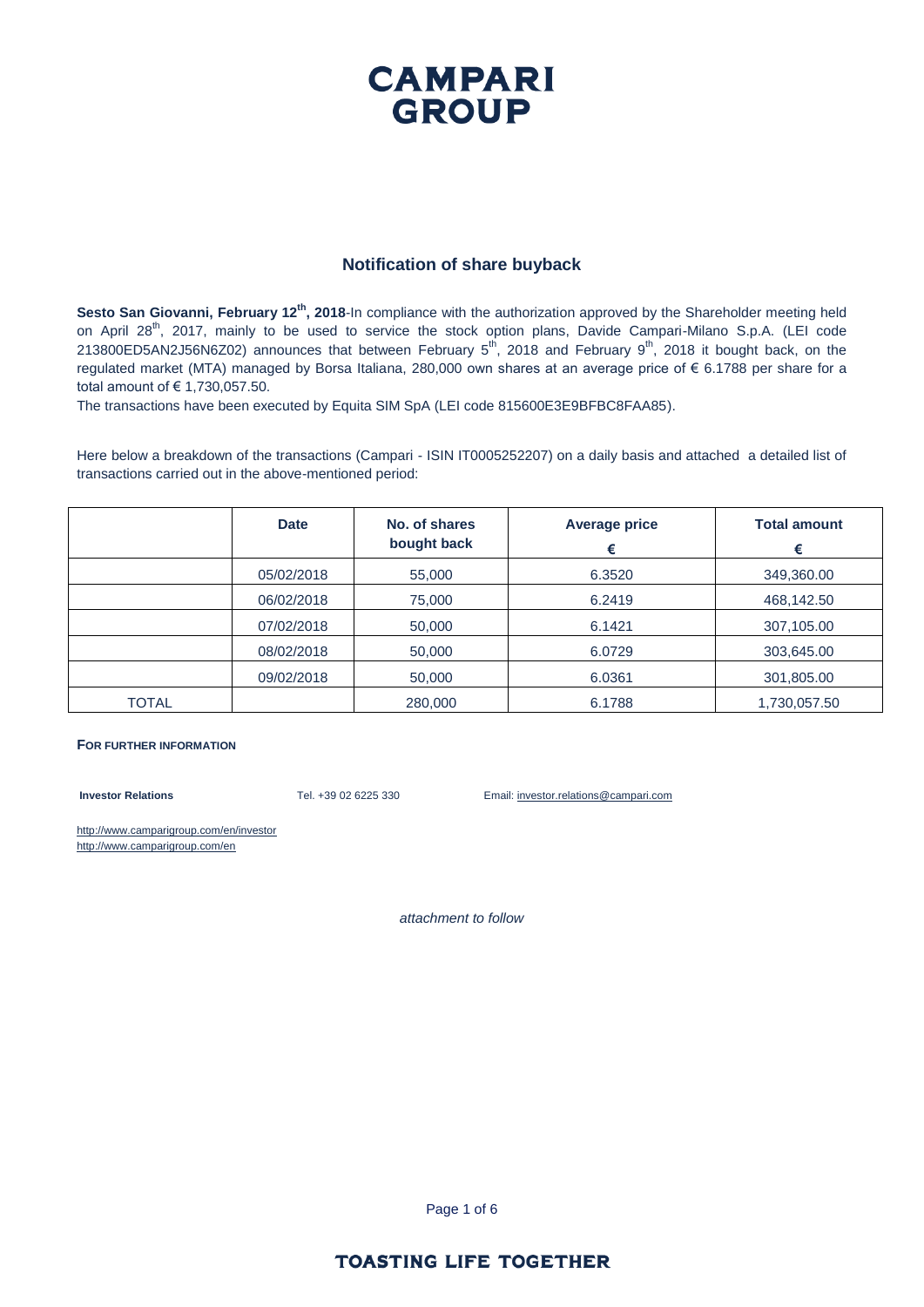# CAMPARI GROUP

## Notification of share buyback

**Sesto San Giovanni, February 12th, 2018**-In compliance with the authorization approved by the Shareholder meeting held on April 28th, 2017, mainly to be used to service the stock option plans, Davide Campari-Milano S.p.A. (LEI code 213800ED5AN2J56N6Z02) announces that between February 5th, 2018 and February 9th, 2018 it bought back, on the regulated market (MTA) managed by Borsa Italiana, 280,000 own shares at an average price of € 6.1788 per share for a total amount of € 1,730,057.50.

The transactions have been executed by Equita SIM SpA (LEI code 815600E3E9BFBC8FAA85).

Here below a breakdown of the transactions (Campari - ISIN IT0005252207) on a daily basis and attached a detailed list of transactions carried out in the above-mentioned period:

| | Date | No. of shares bought back | Average price € | Total amount € |
|---|---|---|---|---|
| | 05/02/2018 | 55,000 | 6.3520 | 349,360.00 |
| | 06/02/2018 | 75,000 | 6.2419 | 468,142.50 |
| | 07/02/2018 | 50,000 | 6.1421 | 307,105.00 |
| | 08/02/2018 | 50,000 | 6.0729 | 303,645.00 |
| | 09/02/2018 | 50,000 | 6.0361 | 301,805.00 |
| TOTAL | | 280,000 | 6.1788 | 1,730,057.50 |

**FOR FURTHER INFORMATION**

**Investor Relations** Tel. +39 02 6225 330 Email: investor.relations@campari.com

http://www.camparigroup.com/en/investor
http://www.camparigroup.com/en

*attachment to follow*

TOASTING LIFE TOGETHER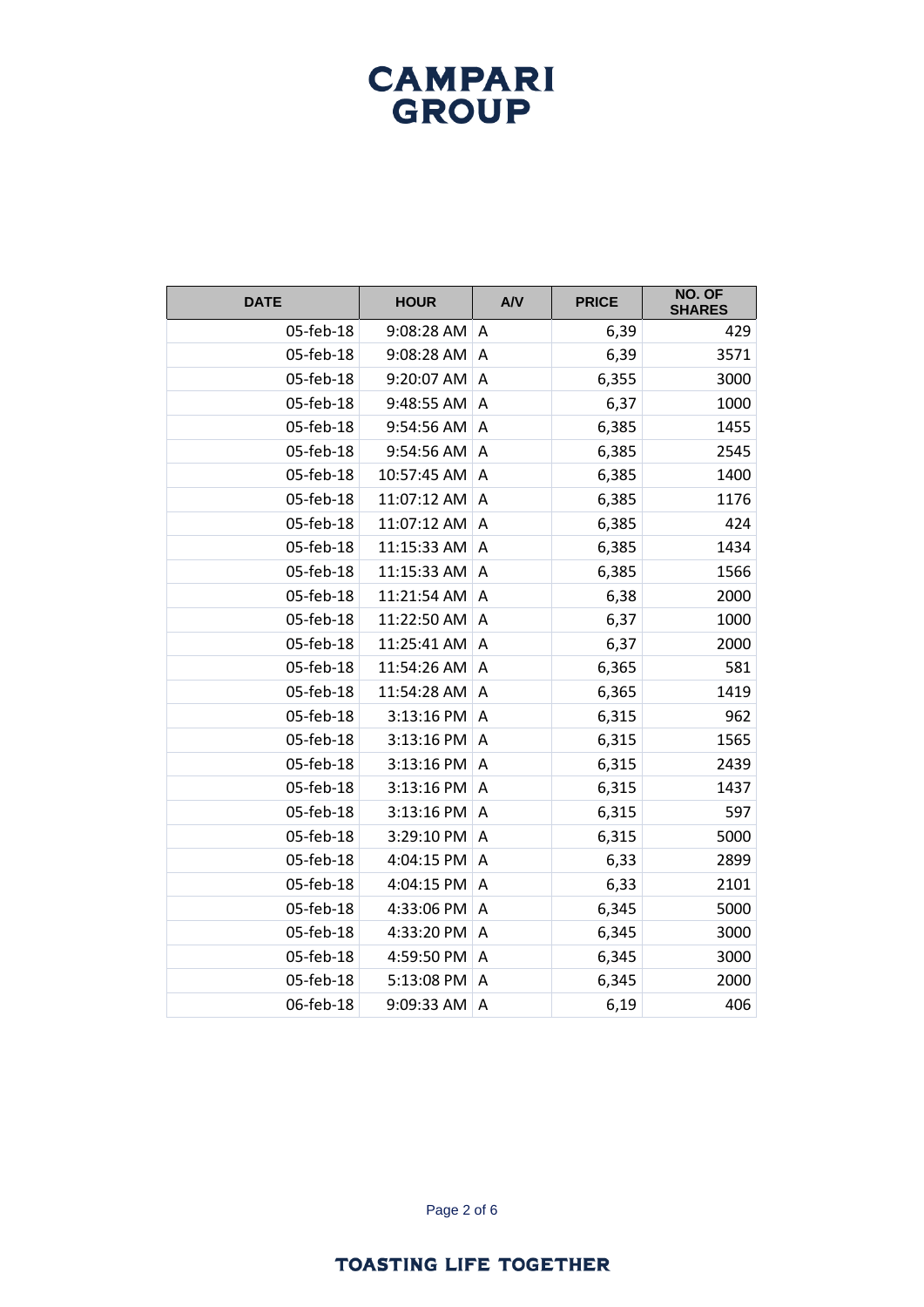| DATE | HOUR | A/V | PRICE | NO. OF SHARES |
|---|---|---|---|---|
| 05-feb-18 | 9:08:28 AM | A | 6,39 | 429 |
| 05-feb-18 | 9:08:28 AM | A | 6,39 | 3571 |
| 05-feb-18 | 9:20:07 AM | A | 6,355 | 3000 |
| 05-feb-18 | 9:48:55 AM | A | 6,37 | 1000 |
| 05-feb-18 | 9:54:56 AM | A | 6,385 | 1455 |
| 05-feb-18 | 9:54:56 AM | A | 6,385 | 2545 |
| 05-feb-18 | 10:57:45 AM | A | 6,385 | 1400 |
| 05-feb-18 | 11:07:12 AM | A | 6,385 | 1176 |
| 05-feb-18 | 11:07:12 AM | A | 6,385 | 424 |
| 05-feb-18 | 11:15:33 AM | A | 6,385 | 1434 |
| 05-feb-18 | 11:15:33 AM | A | 6,385 | 1566 |
| 05-feb-18 | 11:21:54 AM | A | 6,38 | 2000 |
| 05-feb-18 | 11:22:50 AM | A | 6,37 | 1000 |
| 05-feb-18 | 11:25:41 AM | A | 6,37 | 2000 |
| 05-feb-18 | 11:54:26 AM | A | 6,365 | 581 |
| 05-feb-18 | 11:54:28 AM | A | 6,365 | 1419 |
| 05-feb-18 | 3:13:16 PM | A | 6,315 | 962 |
| 05-feb-18 | 3:13:16 PM | A | 6,315 | 1565 |
| 05-feb-18 | 3:13:16 PM | A | 6,315 | 2439 |
| 05-feb-18 | 3:13:16 PM | A | 6,315 | 1437 |
| 05-feb-18 | 3:13:16 PM | A | 6,315 | 597 |
| 05-feb-18 | 3:29:10 PM | A | 6,315 | 5000 |
| 05-feb-18 | 4:04:15 PM | A | 6,33 | 2899 |
| 05-feb-18 | 4:04:15 PM | A | 6,33 | 2101 |
| 05-feb-18 | 4:33:06 PM | A | 6,345 | 5000 |
| 05-feb-18 | 4:33:20 PM | A | 6,345 | 3000 |
| 05-feb-18 | 4:59:50 PM | A | 6,345 | 3000 |
| 05-feb-18 | 5:13:08 PM | A | 6,345 | 2000 |
| 06-feb-18 | 9:09:33 AM | A | 6,19 | 406 |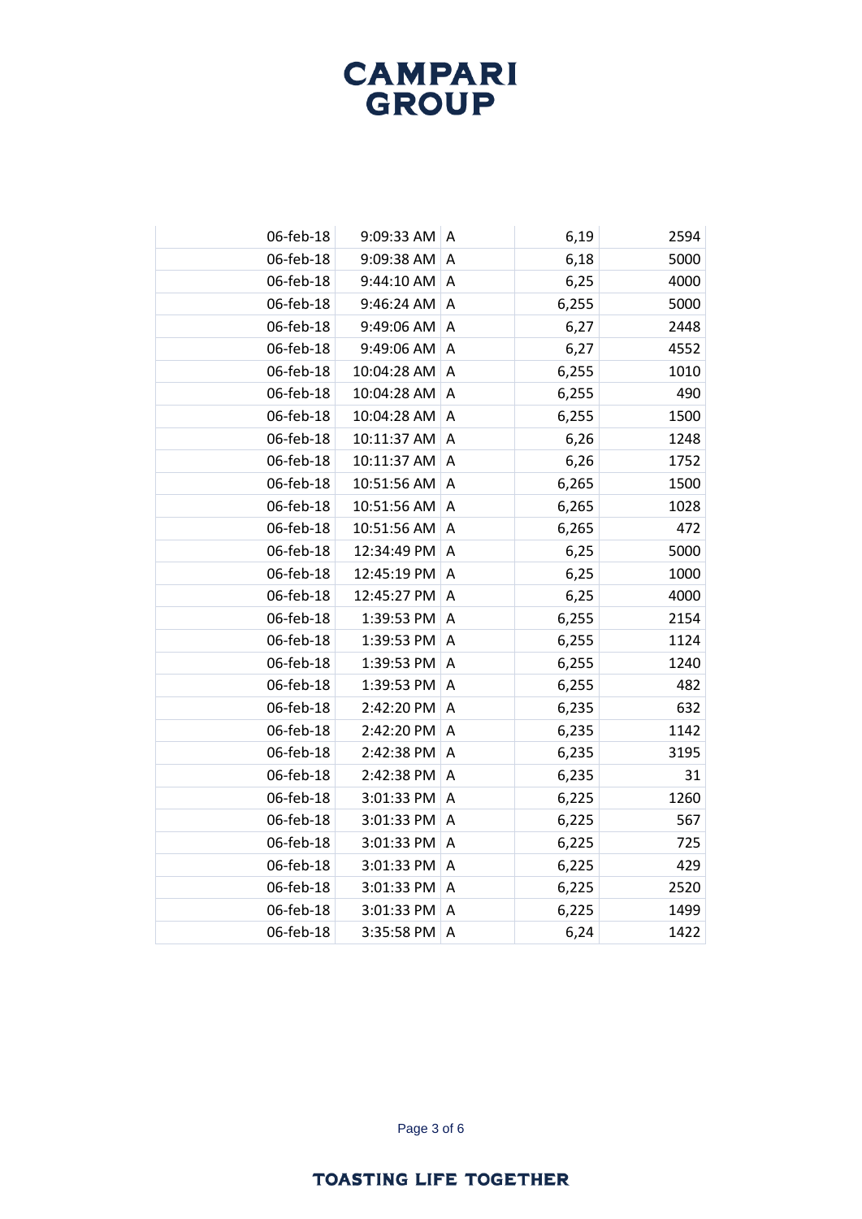| | | | | |
|---|---|---|---|---|
| 06-feb-18 | 9:09:33 AM | A | 6,19 | 2594 |
| 06-feb-18 | 9:09:38 AM | A | 6,18 | 5000 |
| 06-feb-18 | 9:44:10 AM | A | 6,25 | 4000 |
| 06-feb-18 | 9:46:24 AM | A | 6,255 | 5000 |
| 06-feb-18 | 9:49:06 AM | A | 6,27 | 2448 |
| 06-feb-18 | 9:49:06 AM | A | 6,27 | 4552 |
| 06-feb-18 | 10:04:28 AM | A | 6,255 | 1010 |
| 06-feb-18 | 10:04:28 AM | A | 6,255 | 490 |
| 06-feb-18 | 10:04:28 AM | A | 6,255 | 1500 |
| 06-feb-18 | 10:11:37 AM | A | 6,26 | 1248 |
| 06-feb-18 | 10:11:37 AM | A | 6,26 | 1752 |
| 06-feb-18 | 10:51:56 AM | A | 6,265 | 1500 |
| 06-feb-18 | 10:51:56 AM | A | 6,265 | 1028 |
| 06-feb-18 | 10:51:56 AM | A | 6,265 | 472 |
| 06-feb-18 | 12:34:49 PM | A | 6,25 | 5000 |
| 06-feb-18 | 12:45:19 PM | A | 6,25 | 1000 |
| 06-feb-18 | 12:45:27 PM | A | 6,25 | 4000 |
| 06-feb-18 | 1:39:53 PM | A | 6,255 | 2154 |
| 06-feb-18 | 1:39:53 PM | A | 6,255 | 1124 |
| 06-feb-18 | 1:39:53 PM | A | 6,255 | 1240 |
| 06-feb-18 | 1:39:53 PM | A | 6,255 | 482 |
| 06-feb-18 | 2:42:20 PM | A | 6,235 | 632 |
| 06-feb-18 | 2:42:20 PM | A | 6,235 | 1142 |
| 06-feb-18 | 2:42:38 PM | A | 6,235 | 3195 |
| 06-feb-18 | 2:42:38 PM | A | 6,235 | 31 |
| 06-feb-18 | 3:01:33 PM | A | 6,225 | 1260 |
| 06-feb-18 | 3:01:33 PM | A | 6,225 | 567 |
| 06-feb-18 | 3:01:33 PM | A | 6,225 | 725 |
| 06-feb-18 | 3:01:33 PM | A | 6,225 | 429 |
| 06-feb-18 | 3:01:33 PM | A | 6,225 | 2520 |
| 06-feb-18 | 3:01:33 PM | A | 6,225 | 1499 |
| 06-feb-18 | 3:35:58 PM | A | 6,24 | 1422 |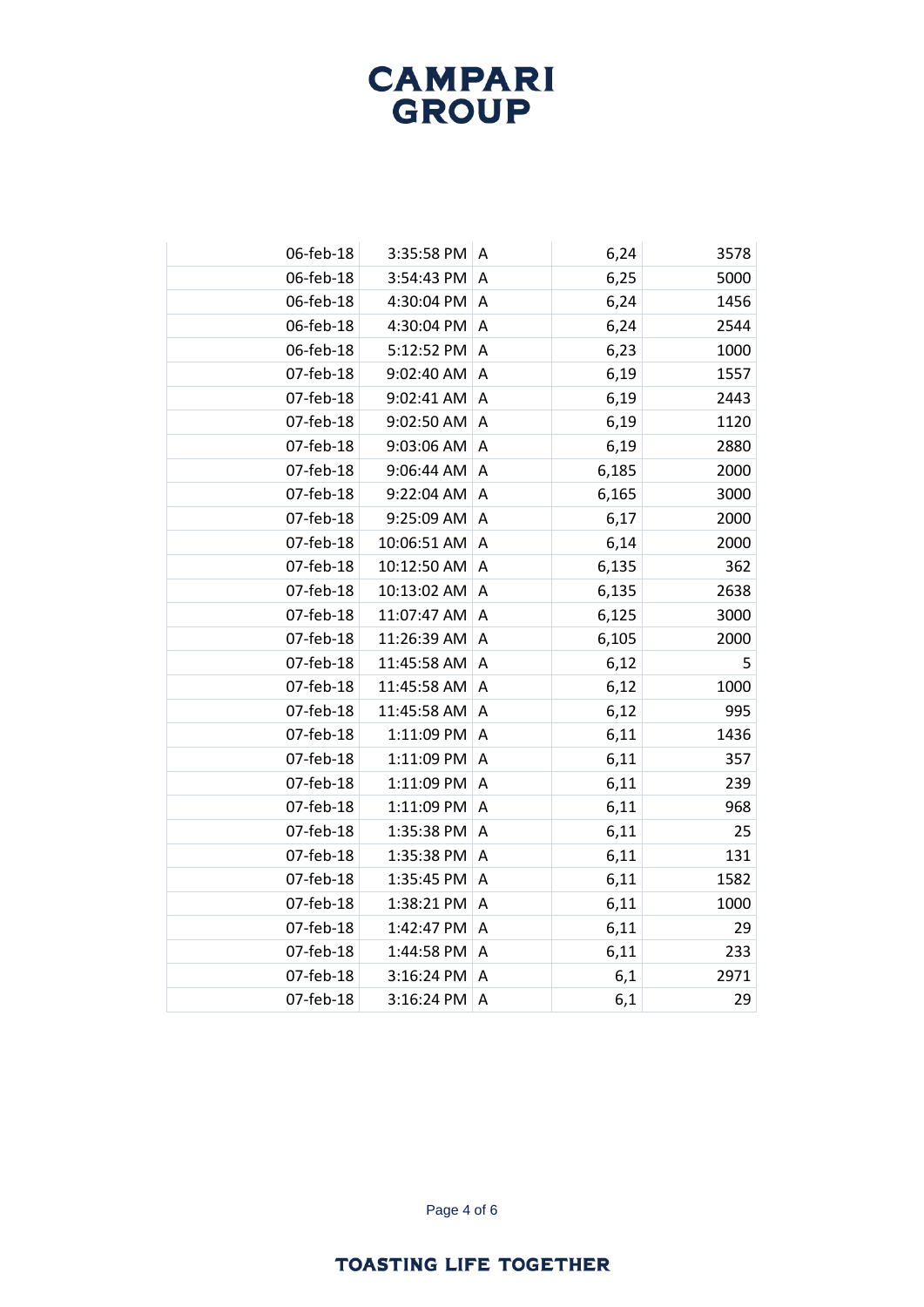| | | | | |
|---|---|---|---|---|
| 06-feb-18 | 3:35:58 PM | A | 6,24 | 3578 |
| 06-feb-18 | 3:54:43 PM | A | 6,25 | 5000 |
| 06-feb-18 | 4:30:04 PM | A | 6,24 | 1456 |
| 06-feb-18 | 4:30:04 PM | A | 6,24 | 2544 |
| 06-feb-18 | 5:12:52 PM | A | 6,23 | 1000 |
| 07-feb-18 | 9:02:40 AM | A | 6,19 | 1557 |
| 07-feb-18 | 9:02:41 AM | A | 6,19 | 2443 |
| 07-feb-18 | 9:02:50 AM | A | 6,19 | 1120 |
| 07-feb-18 | 9:03:06 AM | A | 6,19 | 2880 |
| 07-feb-18 | 9:06:44 AM | A | 6,185 | 2000 |
| 07-feb-18 | 9:22:04 AM | A | 6,165 | 3000 |
| 07-feb-18 | 9:25:09 AM | A | 6,17 | 2000 |
| 07-feb-18 | 10:06:51 AM | A | 6,14 | 2000 |
| 07-feb-18 | 10:12:50 AM | A | 6,135 | 362 |
| 07-feb-18 | 10:13:02 AM | A | 6,135 | 2638 |
| 07-feb-18 | 11:07:47 AM | A | 6,125 | 3000 |
| 07-feb-18 | 11:26:39 AM | A | 6,105 | 2000 |
| 07-feb-18 | 11:45:58 AM | A | 6,12 | 5 |
| 07-feb-18 | 11:45:58 AM | A | 6,12 | 1000 |
| 07-feb-18 | 11:45:58 AM | A | 6,12 | 995 |
| 07-feb-18 | 1:11:09 PM | A | 6,11 | 1436 |
| 07-feb-18 | 1:11:09 PM | A | 6,11 | 357 |
| 07-feb-18 | 1:11:09 PM | A | 6,11 | 239 |
| 07-feb-18 | 1:11:09 PM | A | 6,11 | 968 |
| 07-feb-18 | 1:35:38 PM | A | 6,11 | 25 |
| 07-feb-18 | 1:35:38 PM | A | 6,11 | 131 |
| 07-feb-18 | 1:35:45 PM | A | 6,11 | 1582 |
| 07-feb-18 | 1:38:21 PM | A | 6,11 | 1000 |
| 07-feb-18 | 1:42:47 PM | A | 6,11 | 29 |
| 07-feb-18 | 1:44:58 PM | A | 6,11 | 233 |
| 07-feb-18 | 3:16:24 PM | A | 6,1 | 2971 |
| 07-feb-18 | 3:16:24 PM | A | 6,1 | 29 |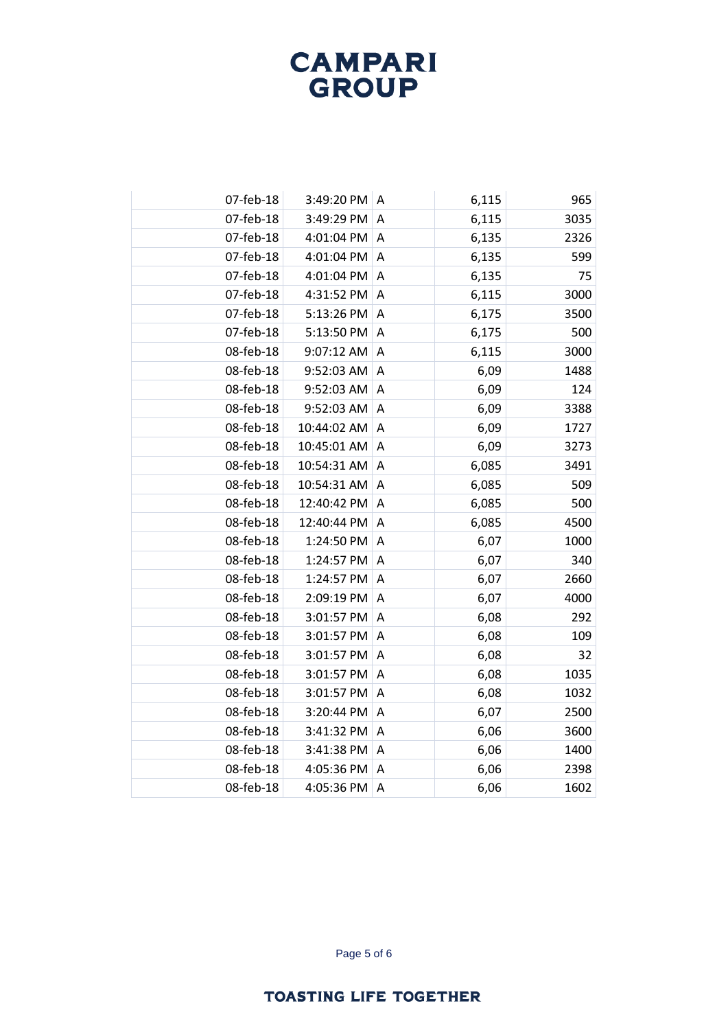| | | | | |
|---|---|---|---|---|
| 07-feb-18 | 3:49:20 PM | A | 6,115 | 965 |
| 07-feb-18 | 3:49:29 PM | A | 6,115 | 3035 |
| 07-feb-18 | 4:01:04 PM | A | 6,135 | 2326 |
| 07-feb-18 | 4:01:04 PM | A | 6,135 | 599 |
| 07-feb-18 | 4:01:04 PM | A | 6,135 | 75 |
| 07-feb-18 | 4:31:52 PM | A | 6,115 | 3000 |
| 07-feb-18 | 5:13:26 PM | A | 6,175 | 3500 |
| 07-feb-18 | 5:13:50 PM | A | 6,175 | 500 |
| 08-feb-18 | 9:07:12 AM | A | 6,115 | 3000 |
| 08-feb-18 | 9:52:03 AM | A | 6,09 | 1488 |
| 08-feb-18 | 9:52:03 AM | A | 6,09 | 124 |
| 08-feb-18 | 9:52:03 AM | A | 6,09 | 3388 |
| 08-feb-18 | 10:44:02 AM | A | 6,09 | 1727 |
| 08-feb-18 | 10:45:01 AM | A | 6,09 | 3273 |
| 08-feb-18 | 10:54:31 AM | A | 6,085 | 3491 |
| 08-feb-18 | 10:54:31 AM | A | 6,085 | 509 |
| 08-feb-18 | 12:40:42 PM | A | 6,085 | 500 |
| 08-feb-18 | 12:40:44 PM | A | 6,085 | 4500 |
| 08-feb-18 | 1:24:50 PM | A | 6,07 | 1000 |
| 08-feb-18 | 1:24:57 PM | A | 6,07 | 340 |
| 08-feb-18 | 1:24:57 PM | A | 6,07 | 2660 |
| 08-feb-18 | 2:09:19 PM | A | 6,07 | 4000 |
| 08-feb-18 | 3:01:57 PM | A | 6,08 | 292 |
| 08-feb-18 | 3:01:57 PM | A | 6,08 | 109 |
| 08-feb-18 | 3:01:57 PM | A | 6,08 | 32 |
| 08-feb-18 | 3:01:57 PM | A | 6,08 | 1035 |
| 08-feb-18 | 3:01:57 PM | A | 6,08 | 1032 |
| 08-feb-18 | 3:20:44 PM | A | 6,07 | 2500 |
| 08-feb-18 | 3:41:32 PM | A | 6,06 | 3600 |
| 08-feb-18 | 3:41:38 PM | A | 6,06 | 1400 |
| 08-feb-18 | 4:05:36 PM | A | 6,06 | 2398 |
| 08-feb-18 | 4:05:36 PM | A | 6,06 | 1602 |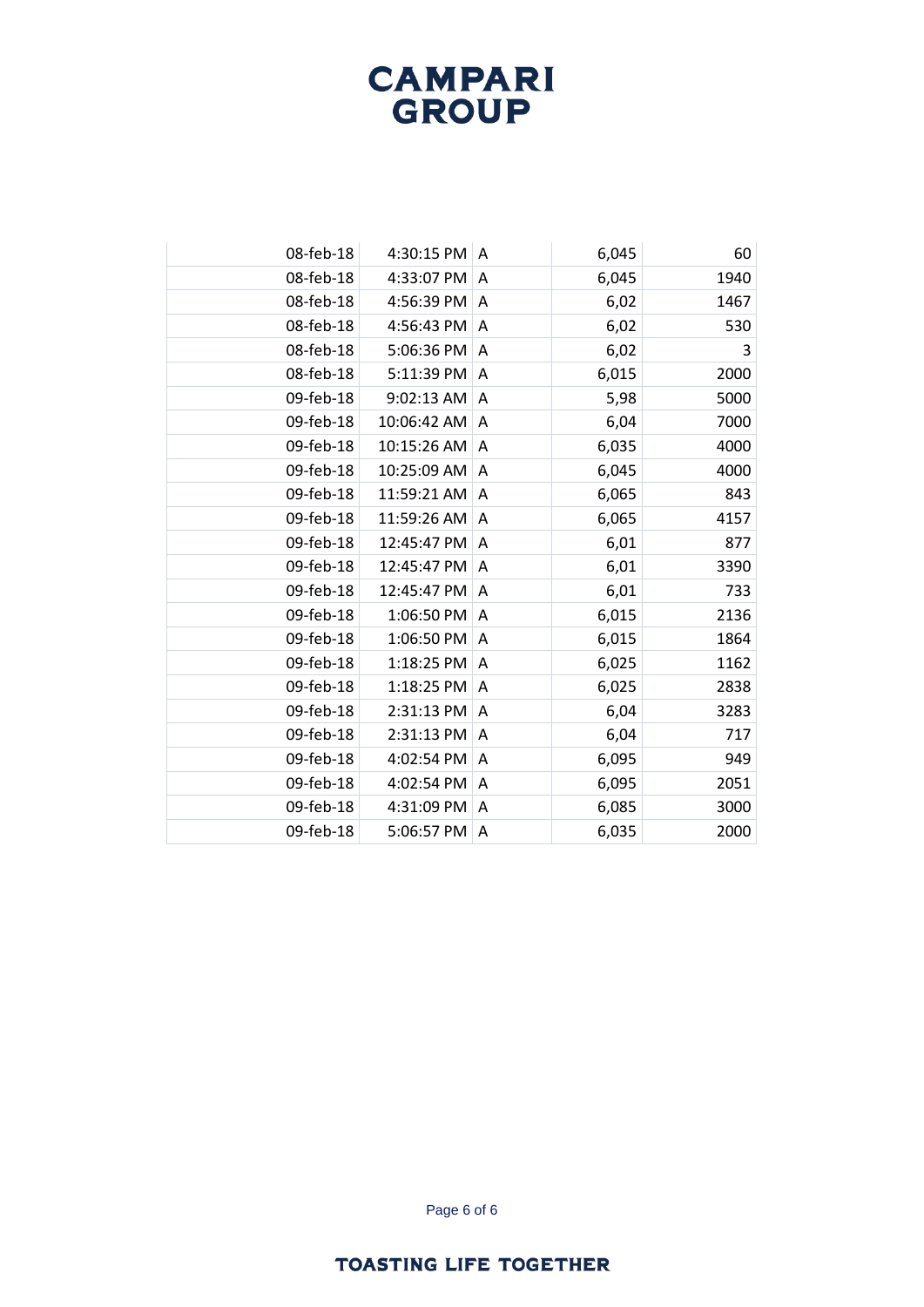# CAMPARI GROUP

| | | | | |
|---|---|---|---|---|
| 08-feb-18 | 4:30:15 PM | A | 6,045 | 60 |
| 08-feb-18 | 4:33:07 PM | A | 6,045 | 1940 |
| 08-feb-18 | 4:56:39 PM | A | 6,02 | 1467 |
| 08-feb-18 | 4:56:43 PM | A | 6,02 | 530 |
| 08-feb-18 | 5:06:36 PM | A | 6,02 | 3 |
| 08-feb-18 | 5:11:39 PM | A | 6,015 | 2000 |
| 09-feb-18 | 9:02:13 AM | A | 5,98 | 5000 |
| 09-feb-18 | 10:06:42 AM | A | 6,04 | 7000 |
| 09-feb-18 | 10:15:26 AM | A | 6,035 | 4000 |
| 09-feb-18 | 10:25:09 AM | A | 6,045 | 4000 |
| 09-feb-18 | 11:59:21 AM | A | 6,065 | 843 |
| 09-feb-18 | 11:59:26 AM | A | 6,065 | 4157 |
| 09-feb-18 | 12:45:47 PM | A | 6,01 | 877 |
| 09-feb-18 | 12:45:47 PM | A | 6,01 | 3390 |
| 09-feb-18 | 12:45:47 PM | A | 6,01 | 733 |
| 09-feb-18 | 1:06:50 PM | A | 6,015 | 2136 |
| 09-feb-18 | 1:06:50 PM | A | 6,015 | 1864 |
| 09-feb-18 | 1:18:25 PM | A | 6,025 | 1162 |
| 09-feb-18 | 1:18:25 PM | A | 6,025 | 2838 |
| 09-feb-18 | 2:31:13 PM | A | 6,04 | 3283 |
| 09-feb-18 | 2:31:13 PM | A | 6,04 | 717 |
| 09-feb-18 | 4:02:54 PM | A | 6,095 | 949 |
| 09-feb-18 | 4:02:54 PM | A | 6,095 | 2051 |
| 09-feb-18 | 4:31:09 PM | A | 6,085 | 3000 |
| 09-feb-18 | 5:06:57 PM | A | 6,035 | 2000 |

TOASTING LIFE TOGETHER